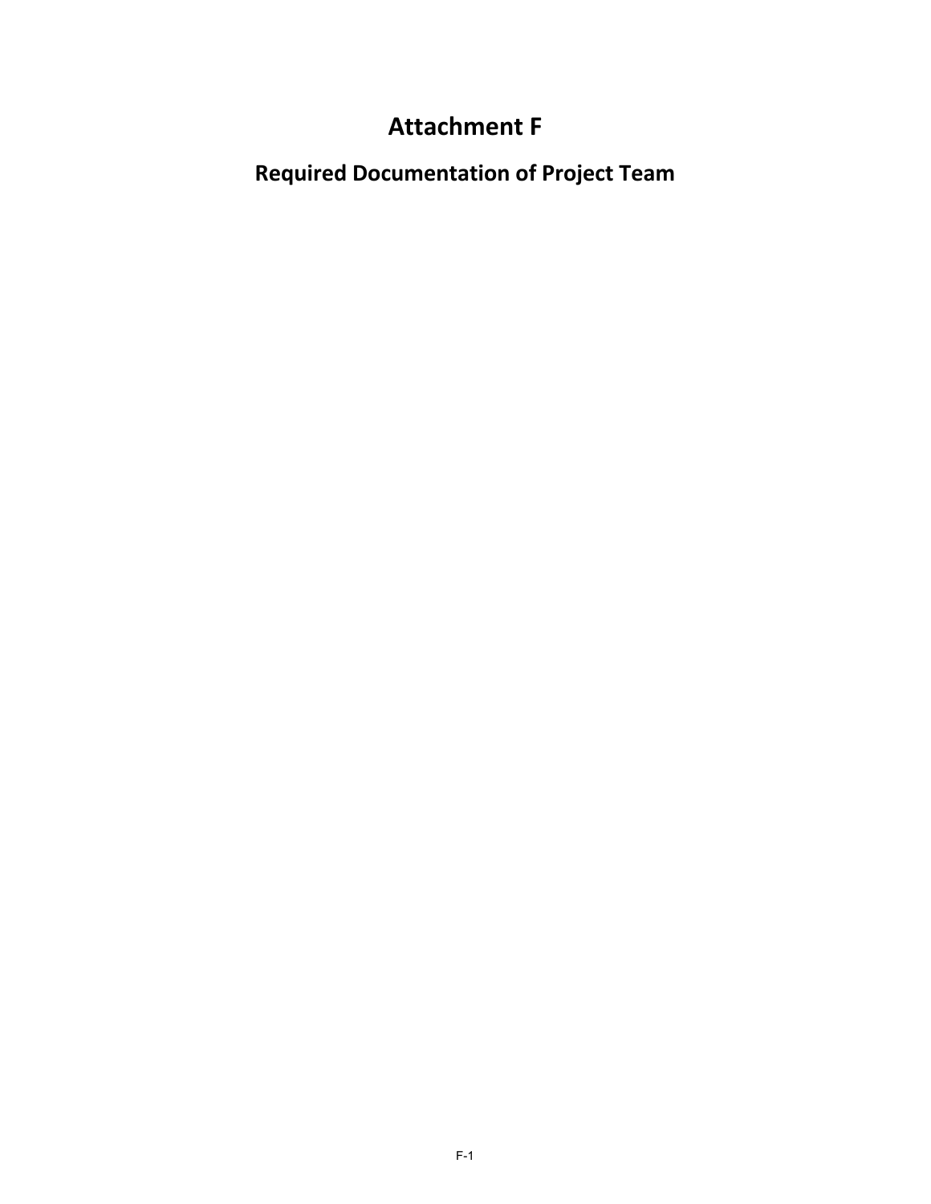# Attachment F

## Required Documentation of Project Team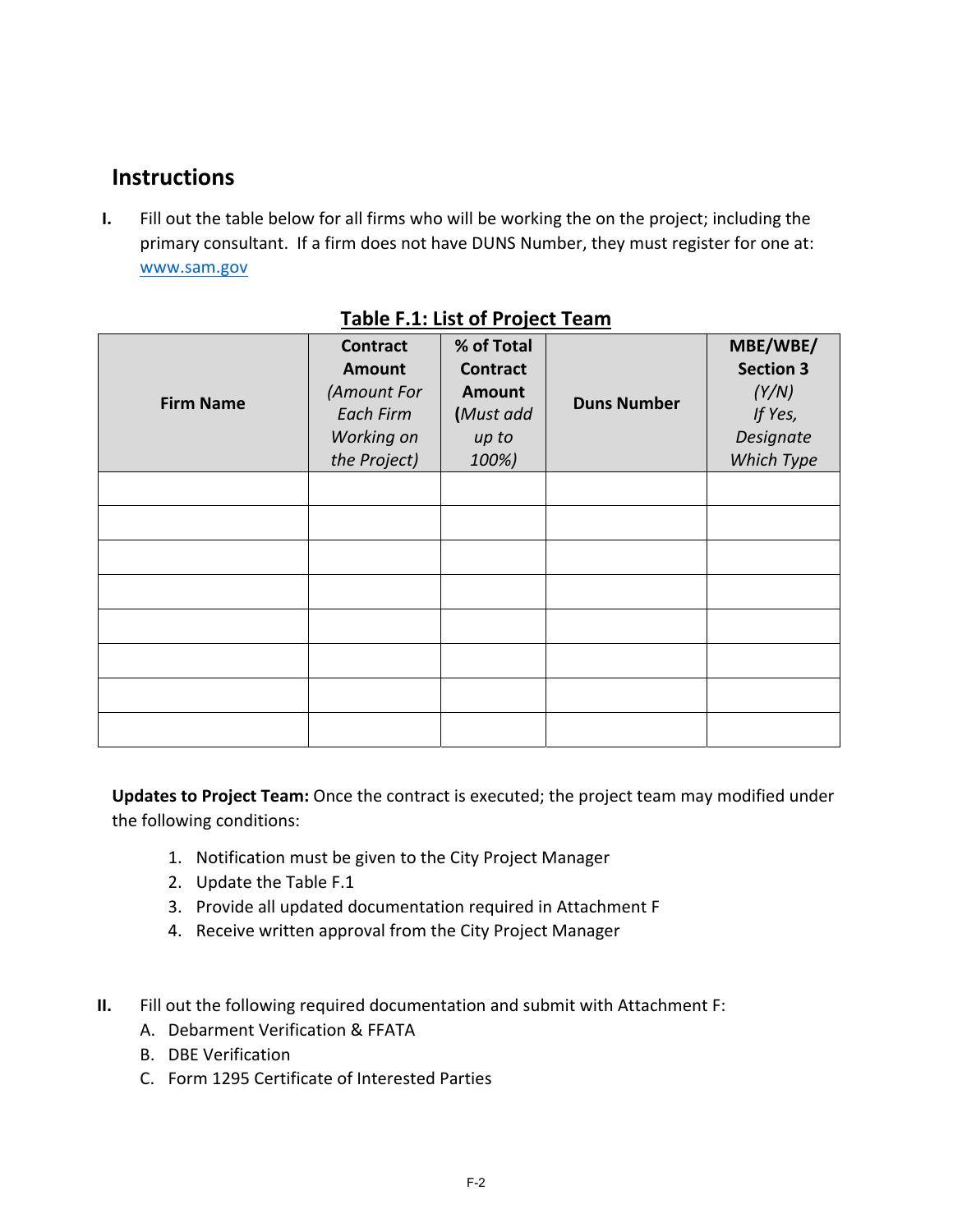## Instructions

**I.** Fill out the table below for all firms who will be working the on the project; including the primary consultant. If a firm does not have DUNS Number, they must register for one at: www.sam.gov

**Table F.1: List of Project Team**

| Firm Name | **Contract Amount** *(Amount For Each Firm Working on the Project)* | **% of Total Contract Amount** *(Must add up to 100%)* | Duns Number | **MBE/WBE/ Section 3** *(Y/N) If Yes, Designate Which Type* |
|---|---|---|---|---|
| | | | | |
| | | | | |
| | | | | |
| | | | | |
| | | | | |
| | | | | |
| | | | | |
| | | | | |

**Updates to Project Team:** Once the contract is executed; the project team may modified under the following conditions:

1. Notification must be given to the City Project Manager
2. Update the Table F.1
3. Provide all updated documentation required in Attachment F
4. Receive written approval from the City Project Manager

**II.** Fill out the following required documentation and submit with Attachment F:

A. Debarment Verification & FFATA
B. DBE Verification
C. Form 1295 Certificate of Interested Parties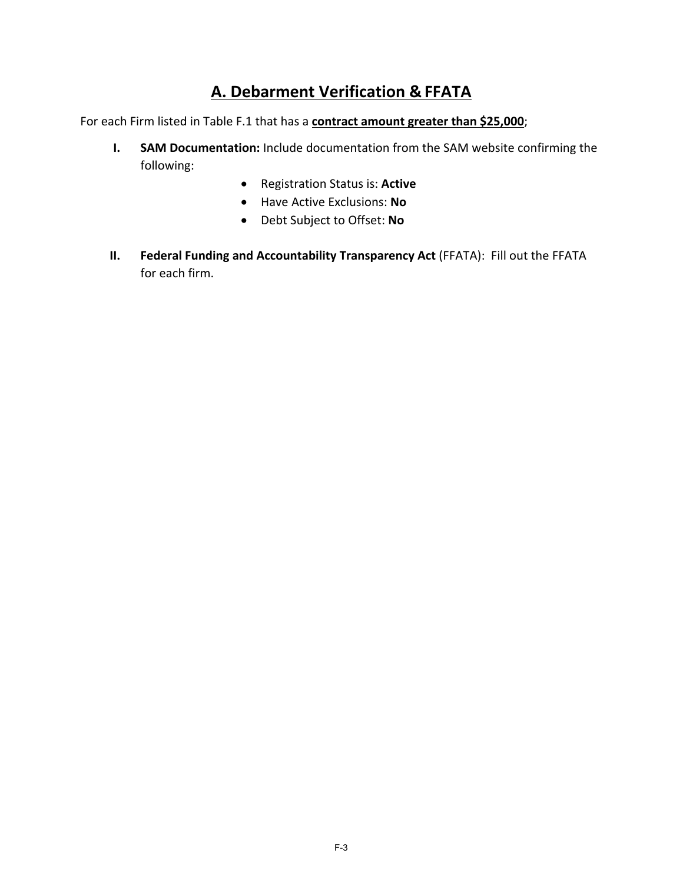## A. Debarment Verification & FFATA

For each Firm listed in Table F.1 that has a **contract amount greater than $25,000**;

**I.** **SAM Documentation:** Include documentation from the SAM website confirming the following:

- Registration Status is: **Active**
- Have Active Exclusions: **No**
- Debt Subject to Offset: **No**

**II.** **Federal Funding and Accountability Transparency Act** (FFATA): Fill out the FFATA for each firm.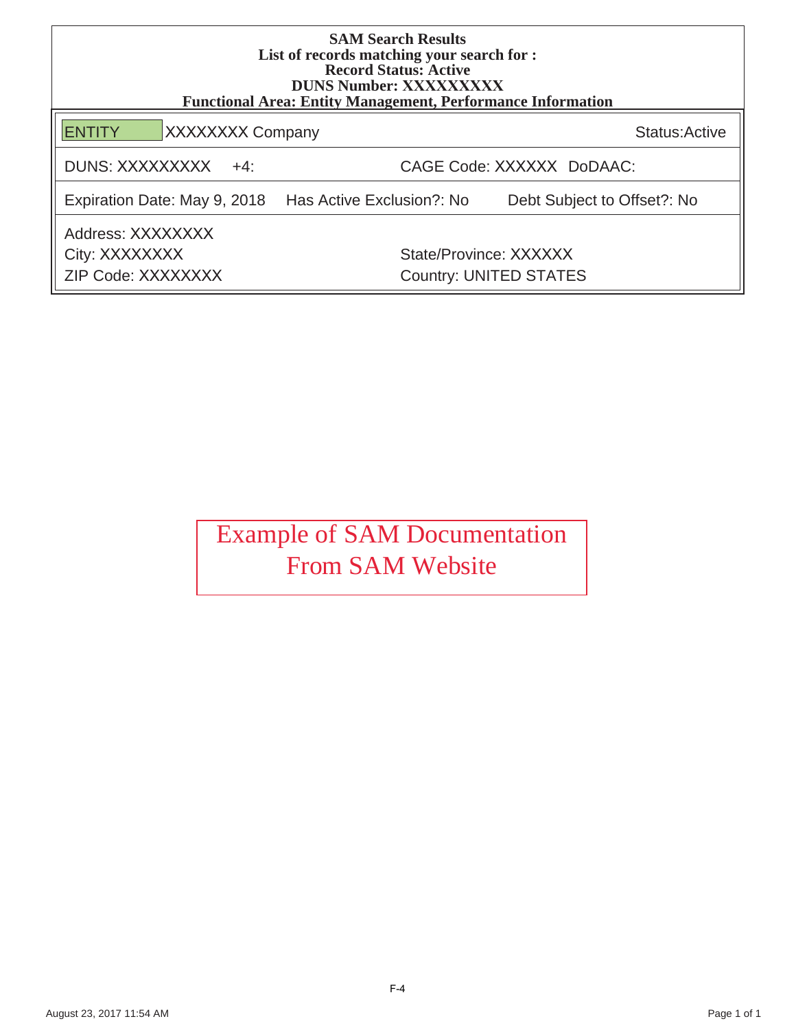**SAM Search Results**
**List of records matching your search for :**
**Record Status: Active**
**DUNS Number: XXXXXXXXX**
**Functional Area: Entity Management, Performance Information**

| ENTITY XXXXXXXX Company | | Status:Active |
|---|---|---|
| DUNS: XXXXXXXXX +4: | CAGE Code: XXXXXX DoDAAC: | |
| Expiration Date: May 9, 2018 | Has Active Exclusion?: No | Debt Subject to Offset?: No |
| Address: XXXXXXXX | | |
| City: XXXXXXXX | State/Province: XXXXXX | |
| ZIP Code: XXXXXXXX | Country: UNITED STATES | |

Example of SAM Documentation From SAM Website

F-4

August 23, 2017 11:54 AM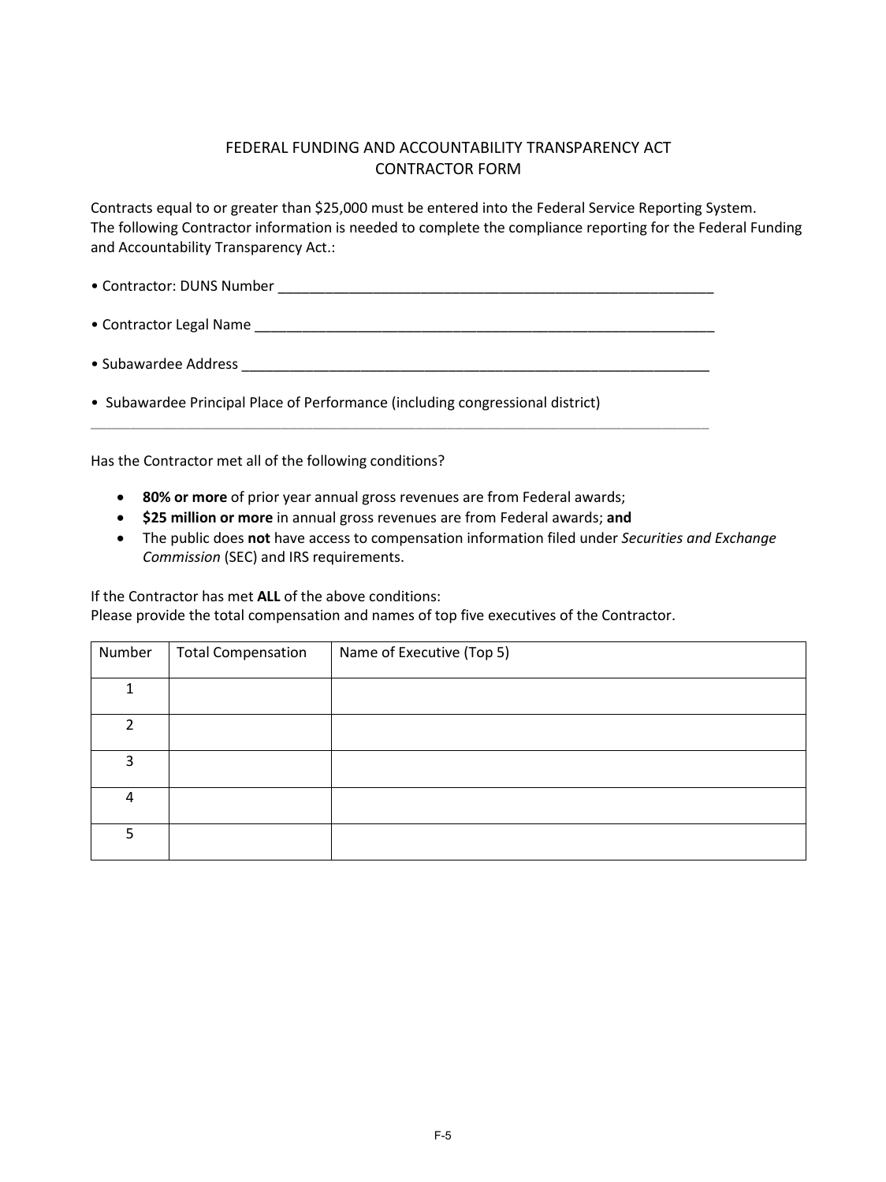# FEDERAL FUNDING AND ACCOUNTABILITY TRANSPARENCY ACT
# CONTRACTOR FORM

Contracts equal to or greater than $25,000 must be entered into the Federal Service Reporting System. The following Contractor information is needed to complete the compliance reporting for the Federal Funding and Accountability Transparency Act.:

• Contractor: DUNS Number ___________________________________________________________

• Contractor Legal Name ______________________________________________________________

• Subawardee Address ________________________________________________________________

• Subawardee Principal Place of Performance (including congressional district)

______________________________________________________________________________________

Has the Contractor met all of the following conditions?

- **80% or more** of prior year annual gross revenues are from Federal awards;
- **$25 million or more** in annual gross revenues are from Federal awards; **and**
- The public does **not** have access to compensation information filed under *Securities and Exchange Commission* (SEC) and IRS requirements.

If the Contractor has met **ALL** of the above conditions:
Please provide the total compensation and names of top five executives of the Contractor.

| Number | Total Compensation | Name of Executive (Top 5) |
|---|---|---|
| 1 | | |
| 2 | | |
| 3 | | |
| 4 | | |
| 5 | | |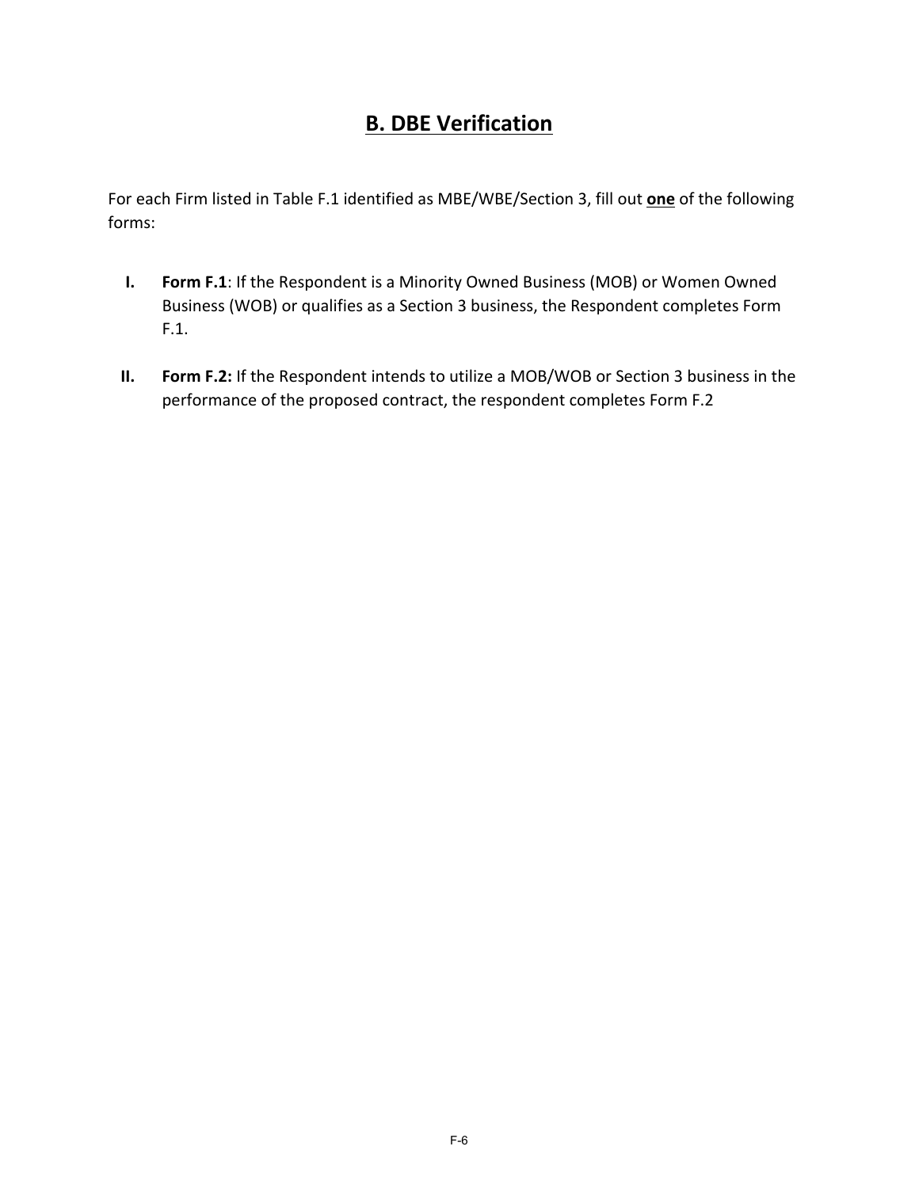## B. DBE Verification

For each Firm listed in Table F.1 identified as MBE/WBE/Section 3, fill out **one** of the following forms:

I. **Form F.1**: If the Respondent is a Minority Owned Business (MOB) or Women Owned Business (WOB) or qualifies as a Section 3 business, the Respondent completes Form F.1.

II. **Form F.2:** If the Respondent intends to utilize a MOB/WOB or Section 3 business in the performance of the proposed contract, the respondent completes Form F.2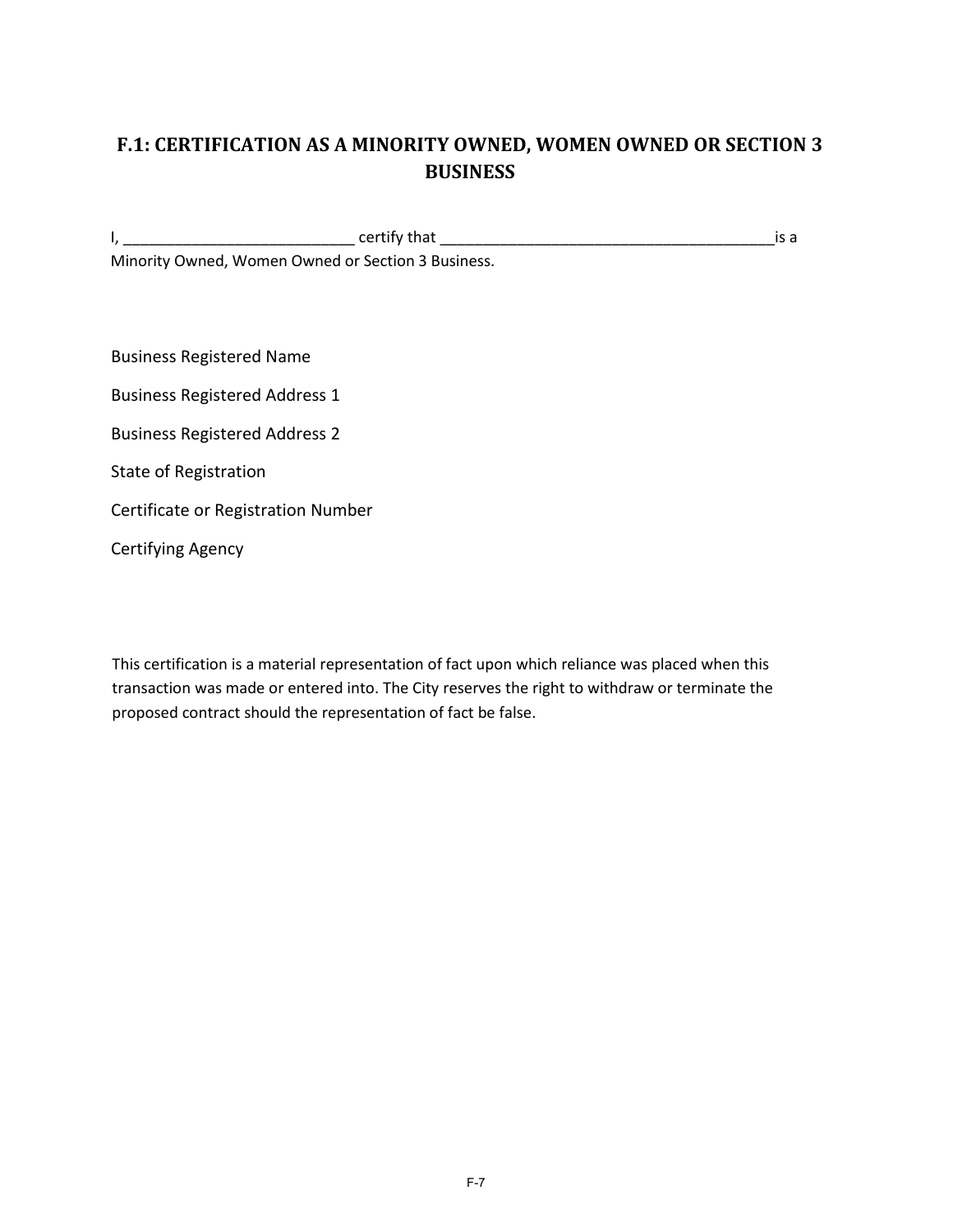## F.1: CERTIFICATION AS A MINORITY OWNED, WOMEN OWNED OR SECTION 3 BUSINESS

I, ___________________________ certify that ________________________________________is a Minority Owned, Women Owned or Section 3 Business.

Business Registered Name

Business Registered Address 1

Business Registered Address 2

State of Registration

Certificate or Registration Number

Certifying Agency

This certification is a material representation of fact upon which reliance was placed when this transaction was made or entered into. The City reserves the right to withdraw or terminate the proposed contract should the representation of fact be false.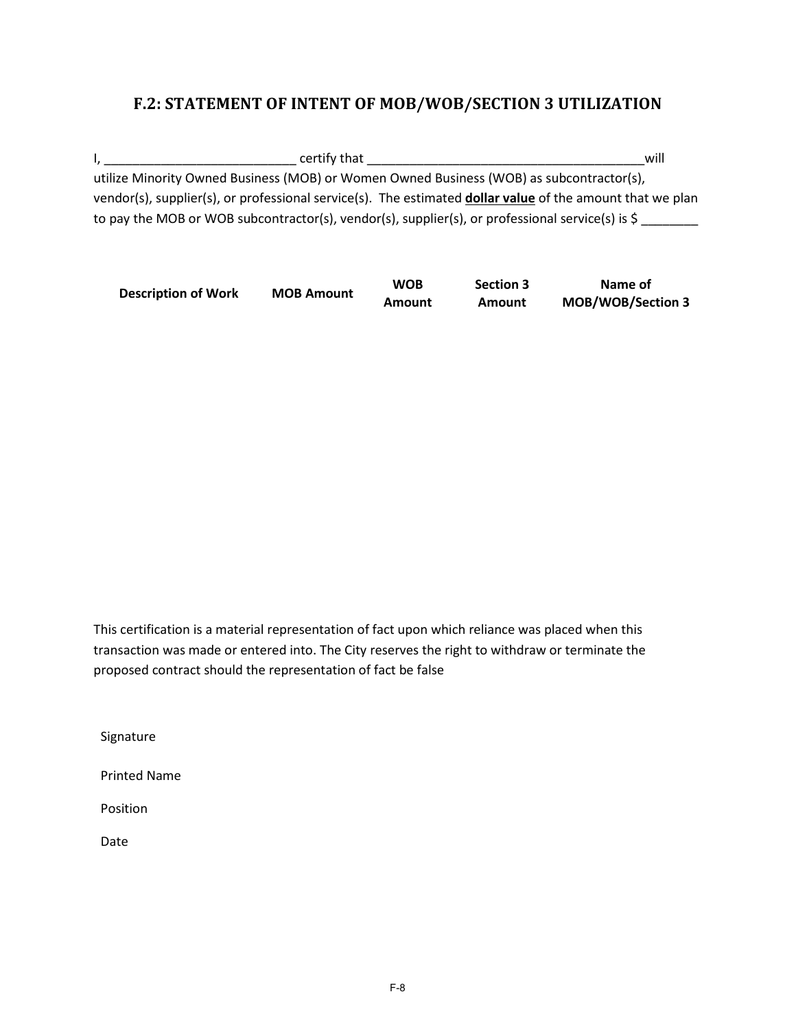## F.2: STATEMENT OF INTENT OF MOB/WOB/SECTION 3 UTILIZATION

I, ___________________________ certify that _______________________________________will utilize Minority Owned Business (MOB) or Women Owned Business (WOB) as subcontractor(s), vendor(s), supplier(s), or professional service(s). The estimated **dollar value** of the amount that we plan to pay the MOB or WOB subcontractor(s), vendor(s), supplier(s), or professional service(s) is $ ________

| Description of Work | MOB Amount | WOB Amount | Section 3 Amount | Name of MOB/WOB/Section 3 |
|---|---|---|---|---|
| | | | | |

This certification is a material representation of fact upon which reliance was placed when this transaction was made or entered into. The City reserves the right to withdraw or terminate the proposed contract should the representation of fact be false

Signature

Printed Name

Position

Date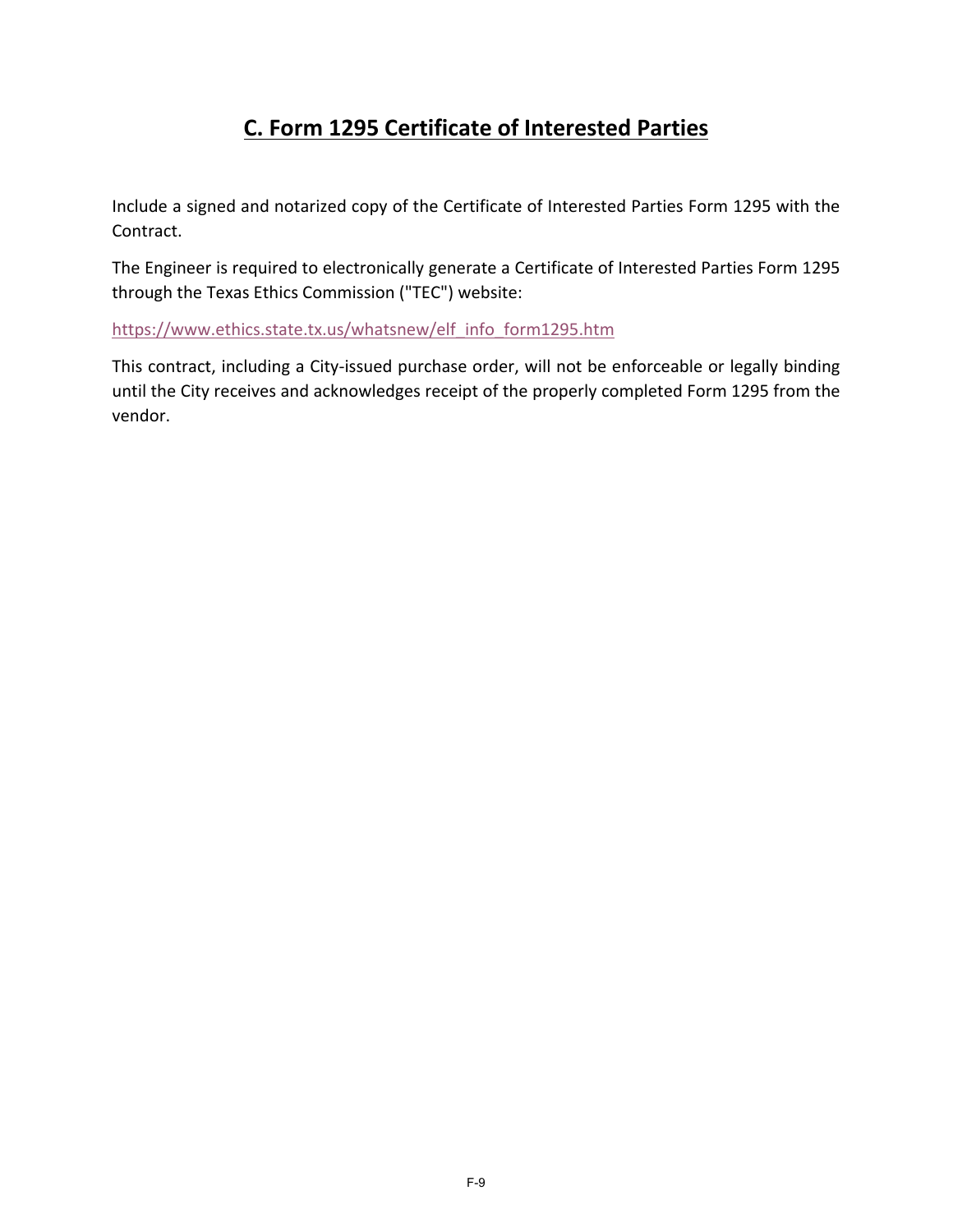# C. Form 1295 Certificate of Interested Parties

Include a signed and notarized copy of the Certificate of Interested Parties Form 1295 with the Contract.

The Engineer is required to electronically generate a Certificate of Interested Parties Form 1295 through the Texas Ethics Commission ("TEC") website:

https://www.ethics.state.tx.us/whatsnew/elf_info_form1295.htm

This contract, including a City-issued purchase order, will not be enforceable or legally binding until the City receives and acknowledges receipt of the properly completed Form 1295 from the vendor.